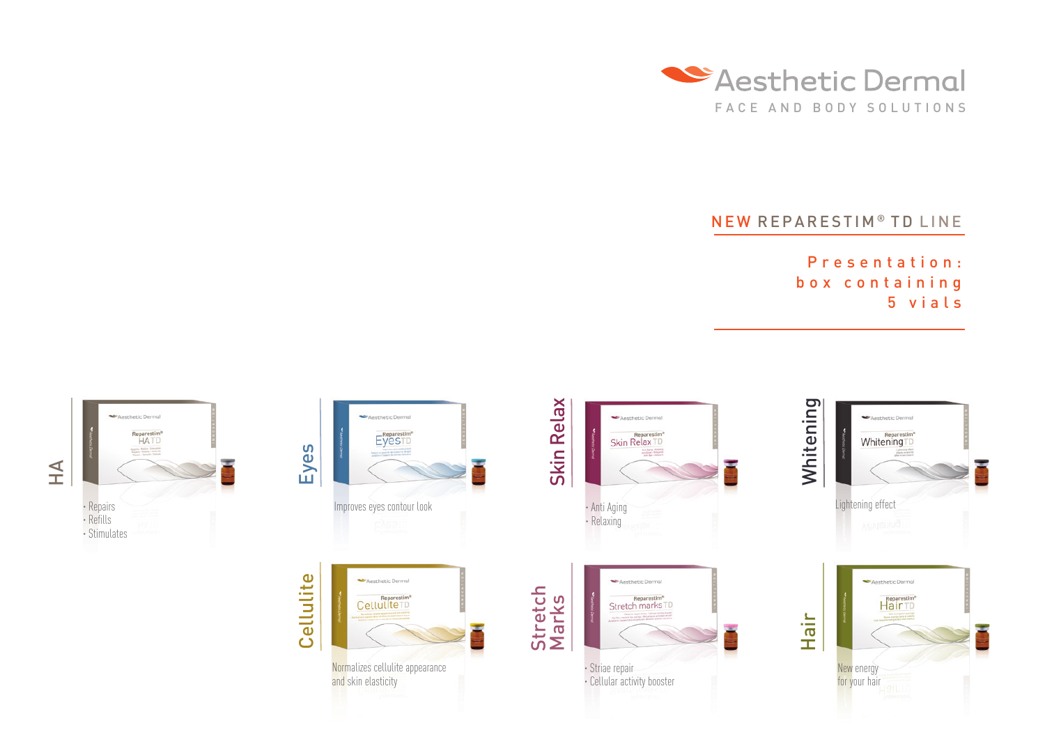# Aesthetic Dermal

FACE AND BODY SOLUTIONS

## NEW REPARESTIM® TD LINE

**Presentation: box containing 5 vials**

### HA

- Repairs
- Refills
- Stimulates

### Eyes

Improves eyes contour look

### Skin Relax

- Anti Aging
- Relaxing

### Whitening

Lightening effect

### Cellulite

Normalizes cellulite appearance and skin elasticity

### Stretch Marks

- Striae repair
- Cellular activity booster

### Hair

New energy for your hair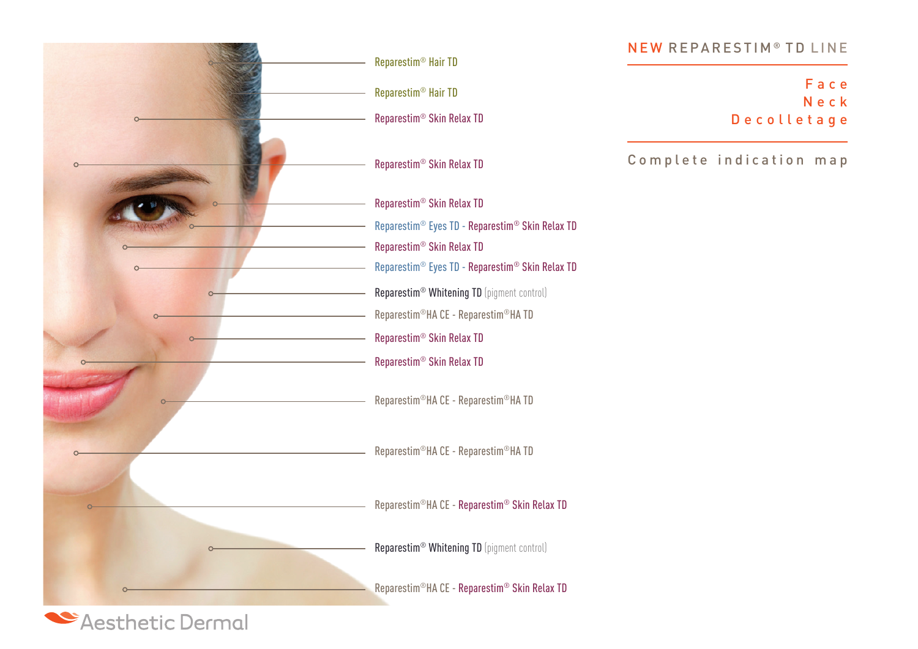# NEW REPARESTIM® TD LINE

Face
Neck
Decolletage

Complete indication map

- Reparestim® Hair TD
- Reparestim® Hair TD
- Reparestim® Skin Relax TD
- Reparestim® Skin Relax TD
- Reparestim® Skin Relax TD
- Reparestim® Eyes TD - Reparestim® Skin Relax TD
- Reparestim® Skin Relax TD
- Reparestim® Eyes TD - Reparestim® Skin Relax TD
- Reparestim® Whitening TD (pigment control)
- Reparestim®HA CE - Reparestim®HA TD
- Reparestim® Skin Relax TD
- Reparestim® Skin Relax TD
- Reparestim®HA CE - Reparestim®HA TD
- Reparestim®HA CE - Reparestim®HA TD
- Reparestim®HA CE - Reparestim® Skin Relax TD
- Reparestim® Whitening TD (pigment control)
- Reparestim®HA CE - Reparestim® Skin Relax TD

Aesthetic Dermal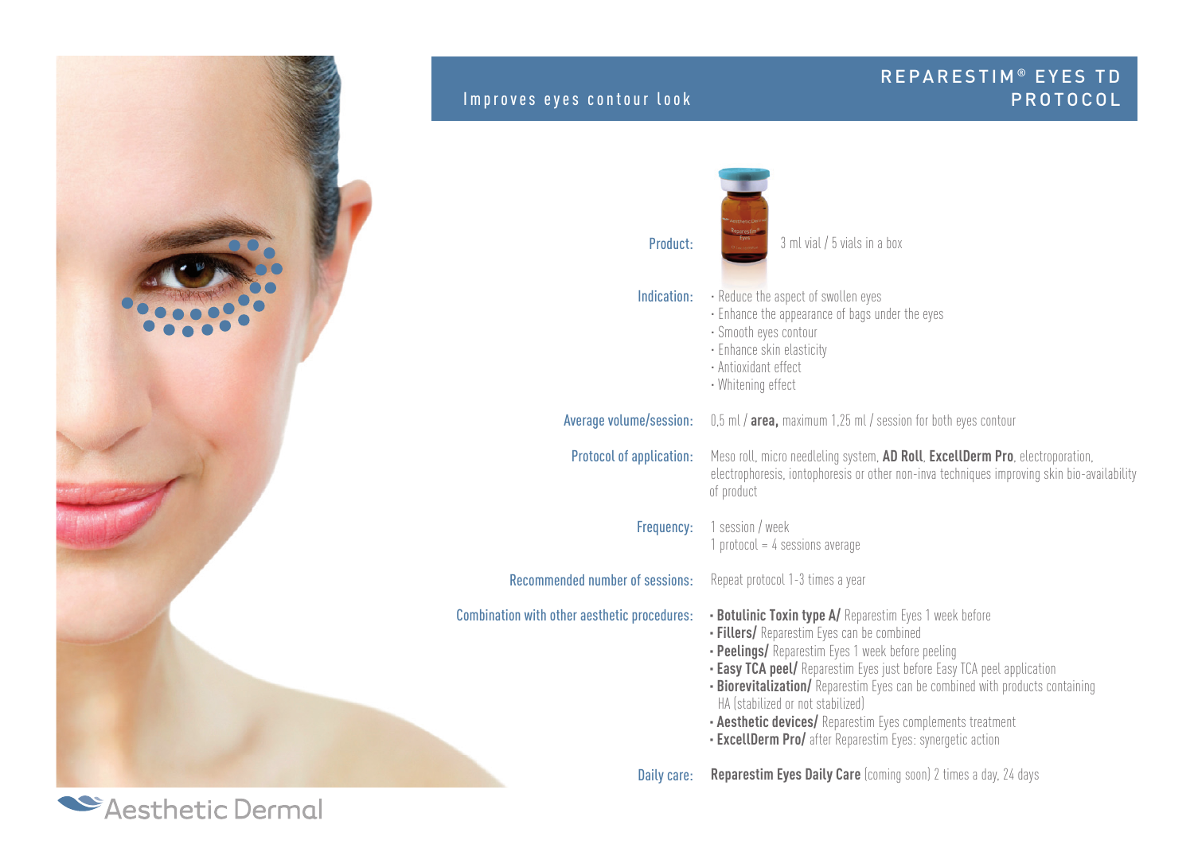# REPARESTIM® EYES TD PROTOCOL

Improves eyes contour look

**Product:** 3 ml vial / 5 vials in a box

**Indication:**
- Reduce the aspect of swollen eyes
- Enhance the appearance of bags under the eyes
- Smooth eyes contour
- Enhance skin elasticity
- Antioxidant effect
- Whitening effect

**Average volume/session:** 0,5 ml / **area,** maximum 1,25 ml / session for both eyes contour

**Protocol of application:** Meso roll, micro needleling system, **AD Roll**, **ExcellDerm Pro**, electroporation, electrophoresis, iontophoresis or other non-inva techniques improving skin bio-availability of product

**Frequency:** 1 session / week
1 protocol = 4 sessions average

**Recommended number of sessions:** Repeat protocol 1-3 times a year

**Combination with other aesthetic procedures:**
- **Botulinic Toxin type A/** Reparestim Eyes 1 week before
- **Fillers/** Reparestim Eyes can be combined
- **Peelings/** Reparestim Eyes 1 week before peeling
- **Easy TCA peel/** Reparestim Eyes just before Easy TCA peel application
- **Biorevitalization/** Reparestim Eyes can be combined with products containing HA (stabilized or not stabilized)
- **Aesthetic devices/** Reparestim Eyes complements treatment
- **ExcellDerm Pro/** after Reparestim Eyes: synergetic action

**Daily care:** **Reparestim Eyes Daily Care** (coming soon) 2 times a day, 24 days

Aesthetic Dermal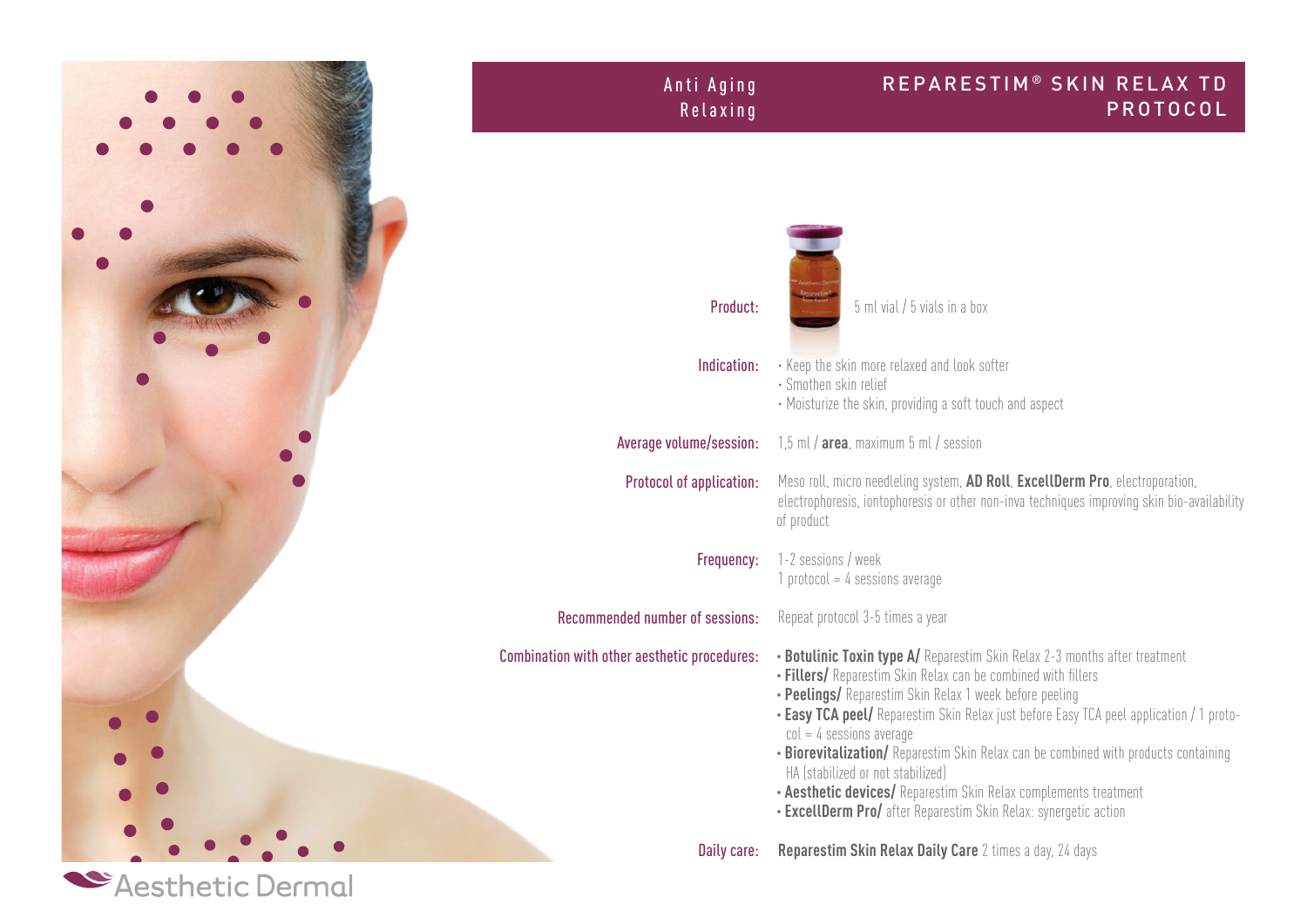Anti Aging
Relaxing

# REPARESTIM® SKIN RELAX TD PROTOCOL

**Product:** 5 ml vial / 5 vials in a box

**Indication:**
- Keep the skin more relaxed and look softer
- Smothen skin relief
- Moisturize the skin, providing a soft touch and aspect

**Average volume/session:** 1,5 ml / **area**, maximum 5 ml / session

**Protocol of application:** Meso roll, micro needleling system, **AD Roll**, **ExcellDerm Pro**, electroporation, electrophoresis, iontophoresis or other non-inva techniques improving skin bio-availability of product

**Frequency:** 1-2 sessions / week
1 protocol = 4 sessions average

**Recommended number of sessions:** Repeat protocol 3-5 times a year

**Combination with other aesthetic procedures:**
- **Botulinic Toxin type A/** Reparestim Skin Relax 2-3 months after treatment
- **Fillers/** Reparestim Skin Relax can be combined with fillers
- **Peelings/** Reparestim Skin Relax 1 week before peeling
- **Easy TCA peel/** Reparestim Skin Relax just before Easy TCA peel application / 1 protocol = 4 sessions average
- **Biorevitalization/** Reparestim Skin Relax can be combined with products containing HA (stabilized or not stabilized)
- **Aesthetic devices/** Reparestim Skin Relax complements treatment
- **ExcellDerm Pro/** after Reparestim Skin Relax: synergetic action

**Daily care:** **Reparestim Skin Relax Daily Care** 2 times a day, 24 days

Aesthetic Dermal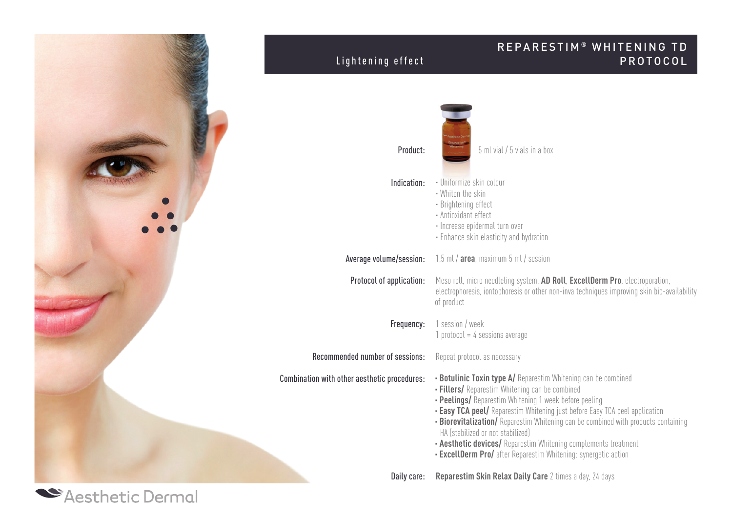# REPARESTIM® WHITENING TD PROTOCOL

Lightening effect

| | |
|---|---|
| **Product:** | 5 ml vial / 5 vials in a box |
| **Indication:** | · Uniformize skin colour<br>· Whiten the skin<br>· Brightening effect<br>· Antioxidant effect<br>· Increase epidermal turn over<br>· Enhance skin elasticity and hydration |
| **Average volume/session:** | 1,5 ml / **area**, maximum 5 ml / session |
| **Protocol of application:** | Meso roll, micro needleling system, **AD Roll**, **ExcellDerm Pro**, electroporation, electrophoresis, iontophoresis or other non-inva techniques improving skin bio-availability of product |
| **Frequency:** | 1 session / week<br>1 protocol = 4 sessions average |
| **Recommended number of sessions:** | Repeat protocol as necessary |
| **Combination with other aesthetic procedures:** | · **Botulinic Toxin type A/** Reparestim Whitening can be combined<br>· **Fillers/** Reparestim Whitening can be combined<br>· **Peelings/** Reparestim Whitening 1 week before peeling<br>· **Easy TCA peel/** Reparestim Whitening just before Easy TCA peel application<br>· **Biorevitalization/** Reparestim Whitening can be combined with products containing HA (stabilized or not stabilized)<br>· **Aesthetic devices/** Reparestim Whitening complements treatment<br>· **ExcellDerm Pro/** after Reparestim Whitening: synergetic action |
| **Daily care:** | **Reparestim Skin Relax Daily Care** 2 times a day, 24 days |

Aesthetic Dermal